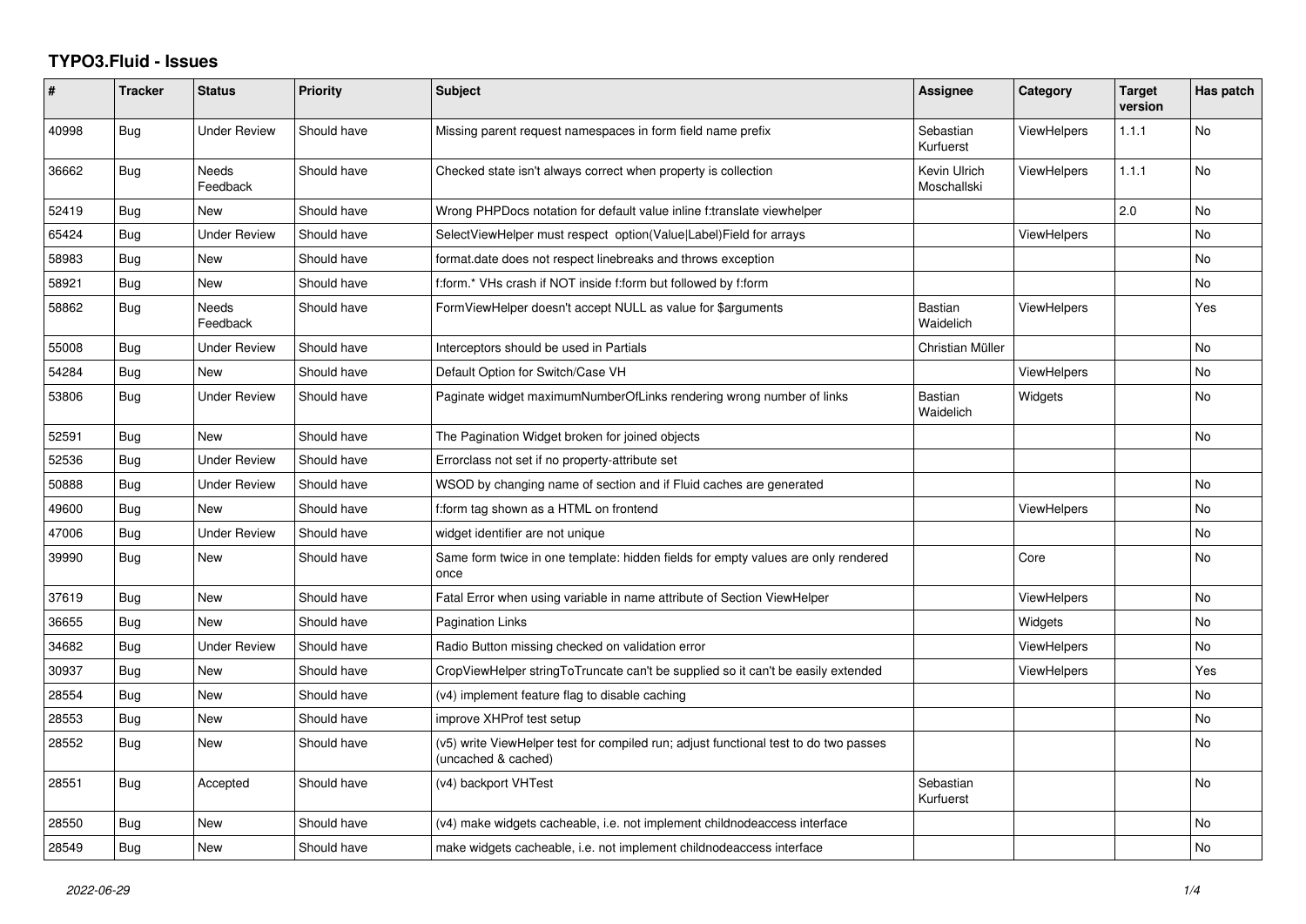# TYPO3.Fluid - Issues

| # | Tracker | Status | Priority | Subject | Assignee | Category | Target version | Has patch |
|---|---|---|---|---|---|---|---|---|
| 40998 | Bug | Under Review | Should have | Missing parent request namespaces in form field name prefix | Sebastian Kurfuerst | ViewHelpers | 1.1.1 | No |
| 36662 | Bug | Needs Feedback | Should have | Checked state isn't always correct when property is collection | Kevin Ulrich Moschallski | ViewHelpers | 1.1.1 | No |
| 52419 | Bug | New | Should have | Wrong PHPDocs notation for default value inline f:translate viewhelper | | | 2.0 | No |
| 65424 | Bug | Under Review | Should have | SelectViewHelper must respect option(Value\|Label)Field for arrays | | ViewHelpers | | No |
| 58983 | Bug | New | Should have | format.date does not respect linebreaks and throws exception | | | | No |
| 58921 | Bug | New | Should have | f:form.* VHs crash if NOT inside f:form but followed by f:form | | | | No |
| 58862 | Bug | Needs Feedback | Should have | FormViewHelper doesn't accept NULL as value for $arguments | Bastian Waidelich | ViewHelpers | | Yes |
| 55008 | Bug | Under Review | Should have | Interceptors should be used in Partials | Christian Müller | | | No |
| 54284 | Bug | New | Should have | Default Option for Switch/Case VH | | ViewHelpers | | No |
| 53806 | Bug | Under Review | Should have | Paginate widget maximumNumberOfLinks rendering wrong number of links | Bastian Waidelich | Widgets | | No |
| 52591 | Bug | New | Should have | The Pagination Widget broken for joined objects | | | | No |
| 52536 | Bug | Under Review | Should have | Errorclass not set if no property-attribute set | | | | |
| 50888 | Bug | Under Review | Should have | WSOD by changing name of section and if Fluid caches are generated | | | | No |
| 49600 | Bug | New | Should have | f:form tag shown as a HTML on frontend | | ViewHelpers | | No |
| 47006 | Bug | Under Review | Should have | widget identifier are not unique | | | | No |
| 39990 | Bug | New | Should have | Same form twice in one template: hidden fields for empty values are only rendered once | | Core | | No |
| 37619 | Bug | New | Should have | Fatal Error when using variable in name attribute of Section ViewHelper | | ViewHelpers | | No |
| 36655 | Bug | New | Should have | Pagination Links | | Widgets | | No |
| 34682 | Bug | Under Review | Should have | Radio Button missing checked on validation error | | ViewHelpers | | No |
| 30937 | Bug | New | Should have | CropViewHelper stringToTruncate can't be supplied so it can't be easily extended | | ViewHelpers | | Yes |
| 28554 | Bug | New | Should have | (v4) implement feature flag to disable caching | | | | No |
| 28553 | Bug | New | Should have | improve XHProf test setup | | | | No |
| 28552 | Bug | New | Should have | (v5) write ViewHelper test for compiled run; adjust functional test to do two passes (uncached & cached) | | | | No |
| 28551 | Bug | Accepted | Should have | (v4) backport VHTest | Sebastian Kurfuerst | | | No |
| 28550 | Bug | New | Should have | (v4) make widgets cacheable, i.e. not implement childnodeaccess interface | | | | No |
| 28549 | Bug | New | Should have | make widgets cacheable, i.e. not implement childnodeaccess interface | | | | No |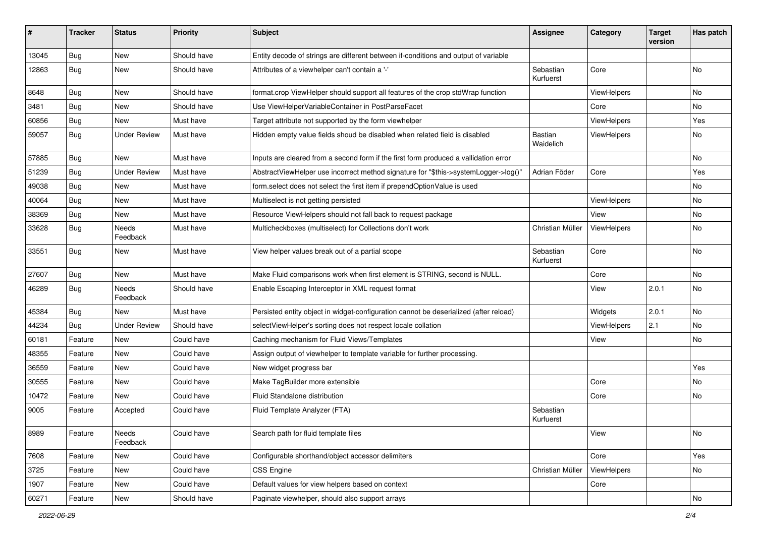| # | Tracker | Status | Priority | Subject | Assignee | Category | Target version | Has patch |
|---|---|---|---|---|---|---|---|---|
| 13045 | Bug | New | Should have | Entity decode of strings are different between if-conditions and output of variable | | | | |
| 12863 | Bug | New | Should have | Attributes of a viewhelper can't contain a '-' | Sebastian Kurfuerst | Core | | No |
| 8648 | Bug | New | Should have | format.crop ViewHelper should support all features of the crop stdWrap function | | ViewHelpers | | No |
| 3481 | Bug | New | Should have | Use ViewHelperVariableContainer in PostParseFacet | | Core | | No |
| 60856 | Bug | New | Must have | Target attribute not supported by the form viewhelper | | ViewHelpers | | Yes |
| 59057 | Bug | Under Review | Must have | Hidden empty value fields shoud be disabled when related field is disabled | Bastian Waidelich | ViewHelpers | | No |
| 57885 | Bug | New | Must have | Inputs are cleared from a second form if the first form produced a vallidation error | | | | No |
| 51239 | Bug | Under Review | Must have | AbstractViewHelper use incorrect method signature for "$this->systemLogger->log()" | Adrian Föder | Core | | Yes |
| 49038 | Bug | New | Must have | form.select does not select the first item if prependOptionValue is used | | | | No |
| 40064 | Bug | New | Must have | Multiselect is not getting persisted | | ViewHelpers | | No |
| 38369 | Bug | New | Must have | Resource ViewHelpers should not fall back to request package | | View | | No |
| 33628 | Bug | Needs Feedback | Must have | Multicheckboxes (multiselect) for Collections don't work | Christian Müller | ViewHelpers | | No |
| 33551 | Bug | New | Must have | View helper values break out of a partial scope | Sebastian Kurfuerst | Core | | No |
| 27607 | Bug | New | Must have | Make Fluid comparisons work when first element is STRING, second is NULL. | | Core | | No |
| 46289 | Bug | Needs Feedback | Should have | Enable Escaping Interceptor in XML request format | | View | 2.0.1 | No |
| 45384 | Bug | New | Must have | Persisted entity object in widget-configuration cannot be deserialized (after reload) | | Widgets | 2.0.1 | No |
| 44234 | Bug | Under Review | Should have | selectViewHelper's sorting does not respect locale collation | | ViewHelpers | 2.1 | No |
| 60181 | Feature | New | Could have | Caching mechanism for Fluid Views/Templates | | View | | No |
| 48355 | Feature | New | Could have | Assign output of viewhelper to template variable for further processing. | | | | |
| 36559 | Feature | New | Could have | New widget progress bar | | | | Yes |
| 30555 | Feature | New | Could have | Make TagBuilder more extensible | | Core | | No |
| 10472 | Feature | New | Could have | Fluid Standalone distribution | | Core | | No |
| 9005 | Feature | Accepted | Could have | Fluid Template Analyzer (FTA) | Sebastian Kurfuerst | | | |
| 8989 | Feature | Needs Feedback | Could have | Search path for fluid template files | | View | | No |
| 7608 | Feature | New | Could have | Configurable shorthand/object accessor delimiters | | Core | | Yes |
| 3725 | Feature | New | Could have | CSS Engine | Christian Müller | ViewHelpers | | No |
| 1907 | Feature | New | Could have | Default values for view helpers based on context | | Core | | |
| 60271 | Feature | New | Should have | Paginate viewhelper, should also support arrays | | | | No |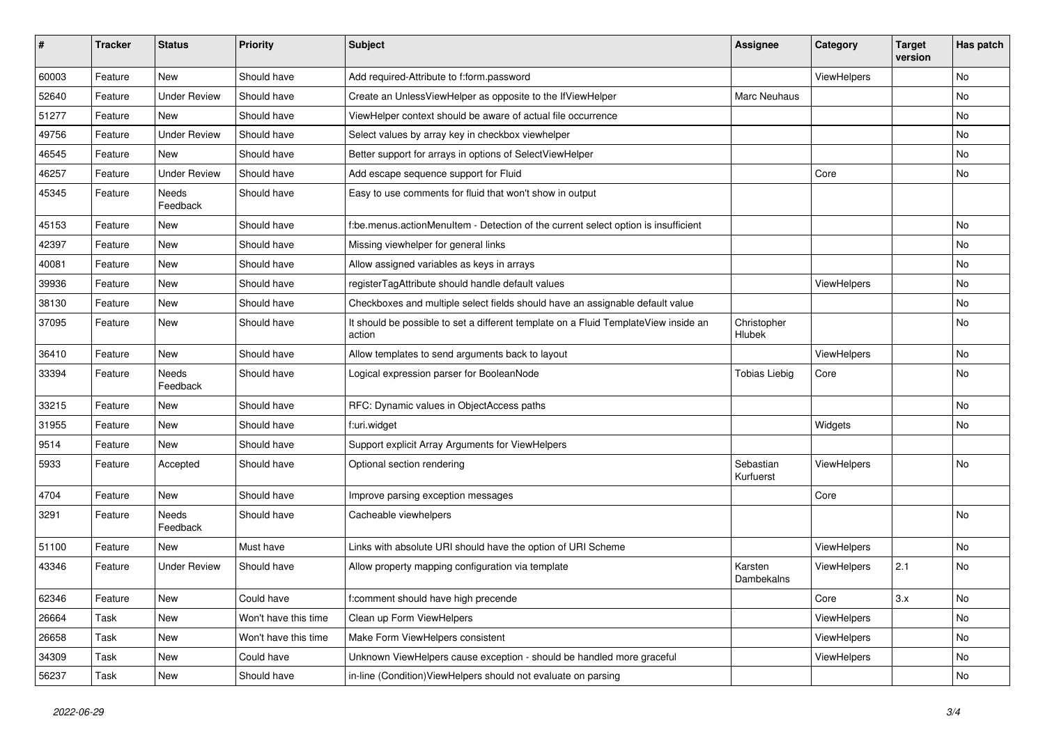| # | Tracker | Status | Priority | Subject | Assignee | Category | Target version | Has patch |
|---|---|---|---|---|---|---|---|---|
| 60003 | Feature | New | Should have | Add required-Attribute to f:form.password | | ViewHelpers | | No |
| 52640 | Feature | Under Review | Should have | Create an UnlessViewHelper as opposite to the IfViewHelper | Marc Neuhaus | | | No |
| 51277 | Feature | New | Should have | ViewHelper context should be aware of actual file occurrence | | | | No |
| 49756 | Feature | Under Review | Should have | Select values by array key in checkbox viewhelper | | | | No |
| 46545 | Feature | New | Should have | Better support for arrays in options of SelectViewHelper | | | | No |
| 46257 | Feature | Under Review | Should have | Add escape sequence support for Fluid | | Core | | No |
| 45345 | Feature | Needs Feedback | Should have | Easy to use comments for fluid that won't show in output | | | | |
| 45153 | Feature | New | Should have | f:be.menus.actionMenuItem - Detection of the current select option is insufficient | | | | No |
| 42397 | Feature | New | Should have | Missing viewhelper for general links | | | | No |
| 40081 | Feature | New | Should have | Allow assigned variables as keys in arrays | | | | No |
| 39936 | Feature | New | Should have | registerTagAttribute should handle default values | | ViewHelpers | | No |
| 38130 | Feature | New | Should have | Checkboxes and multiple select fields should have an assignable default value | | | | No |
| 37095 | Feature | New | Should have | It should be possible to set a different template on a Fluid TemplateView inside an action | Christopher Hlubek | | | No |
| 36410 | Feature | New | Should have | Allow templates to send arguments back to layout | | ViewHelpers | | No |
| 33394 | Feature | Needs Feedback | Should have | Logical expression parser for BooleanNode | Tobias Liebig | Core | | No |
| 33215 | Feature | New | Should have | RFC: Dynamic values in ObjectAccess paths | | | | No |
| 31955 | Feature | New | Should have | f:uri.widget | | Widgets | | No |
| 9514 | Feature | New | Should have | Support explicit Array Arguments for ViewHelpers | | | | |
| 5933 | Feature | Accepted | Should have | Optional section rendering | Sebastian Kurfuerst | ViewHelpers | | No |
| 4704 | Feature | New | Should have | Improve parsing exception messages | | Core | | |
| 3291 | Feature | Needs Feedback | Should have | Cacheable viewhelpers | | | | No |
| 51100 | Feature | New | Must have | Links with absolute URI should have the option of URI Scheme | | ViewHelpers | | No |
| 43346 | Feature | Under Review | Should have | Allow property mapping configuration via template | Karsten Dambekalns | ViewHelpers | 2.1 | No |
| 62346 | Feature | New | Could have | f:comment should have high precende | | Core | 3.x | No |
| 26664 | Task | New | Won't have this time | Clean up Form ViewHelpers | | ViewHelpers | | No |
| 26658 | Task | New | Won't have this time | Make Form ViewHelpers consistent | | ViewHelpers | | No |
| 34309 | Task | New | Could have | Unknown ViewHelpers cause exception - should be handled more graceful | | ViewHelpers | | No |
| 56237 | Task | New | Should have | in-line (Condition)ViewHelpers should not evaluate on parsing | | | | No |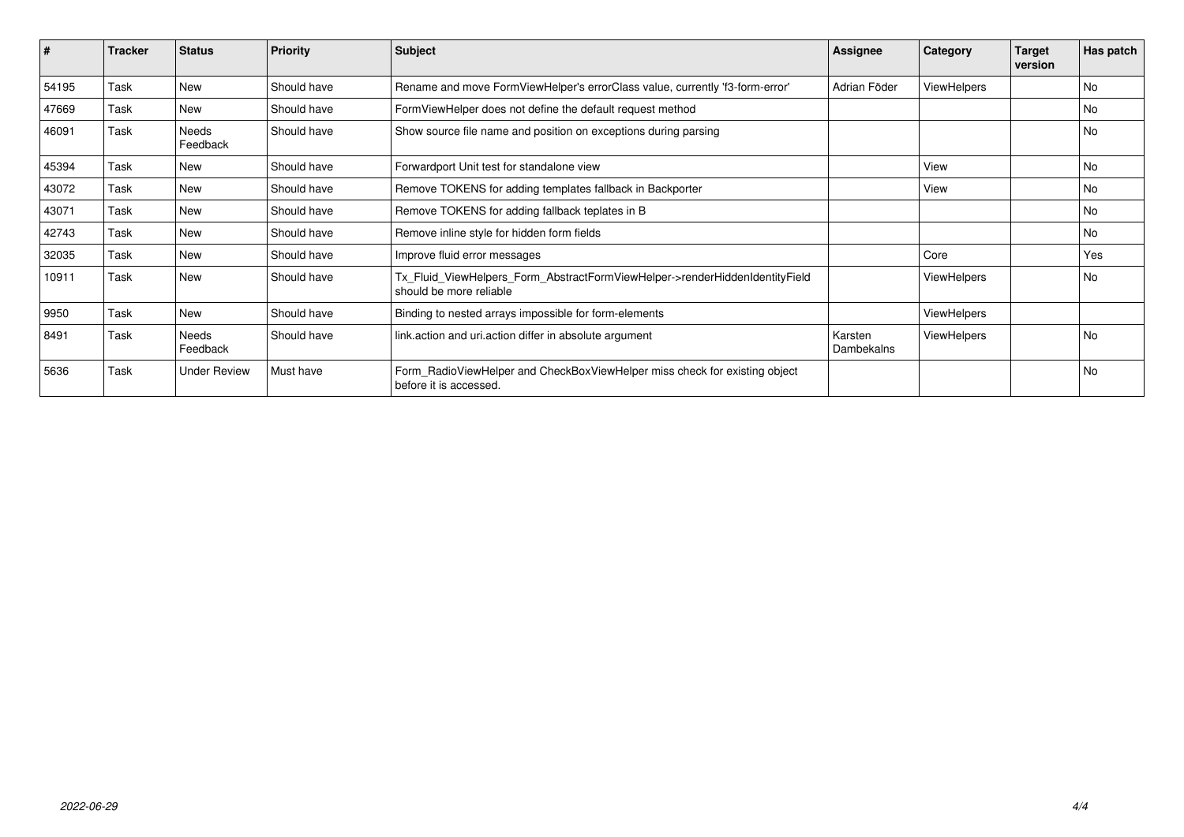| # | Tracker | Status | Priority | Subject | Assignee | Category | Target version | Has patch |
|---|---|---|---|---|---|---|---|---|
| 54195 | Task | New | Should have | Rename and move FormViewHelper's errorClass value, currently 'f3-form-error' | Adrian Föder | ViewHelpers | | No |
| 47669 | Task | New | Should have | FormViewHelper does not define the default request method | | | | No |
| 46091 | Task | Needs Feedback | Should have | Show source file name and position on exceptions during parsing | | | | No |
| 45394 | Task | New | Should have | Forwardport Unit test for standalone view | | View | | No |
| 43072 | Task | New | Should have | Remove TOKENS for adding templates fallback in Backporter | | View | | No |
| 43071 | Task | New | Should have | Remove TOKENS for adding fallback teplates in B | | | | No |
| 42743 | Task | New | Should have | Remove inline style for hidden form fields | | | | No |
| 32035 | Task | New | Should have | Improve fluid error messages | | Core | | Yes |
| 10911 | Task | New | Should have | Tx_Fluid_ViewHelpers_Form_AbstractFormViewHelper->renderHiddenIdentityField should be more reliable | | ViewHelpers | | No |
| 9950 | Task | New | Should have | Binding to nested arrays impossible for form-elements | | ViewHelpers | | |
| 8491 | Task | Needs Feedback | Should have | link.action and uri.action differ in absolute argument | Karsten Dambekalns | ViewHelpers | | No |
| 5636 | Task | Under Review | Must have | Form_RadioViewHelper and CheckBoxViewHelper miss check for existing object before it is accessed. | | | | No |

2022-06-29